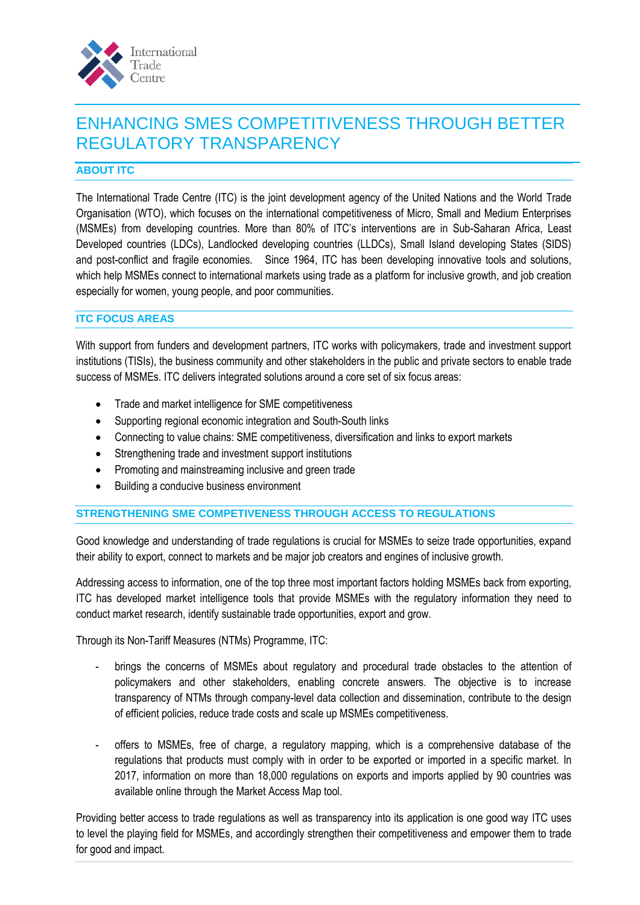# ENHANCING SMES COMPETITIVENESS THROUGH BETTER REGULATORY TRANSPARENCY

## ABOUT ITC

The International Trade Centre (ITC) is the joint development agency of the United Nations and the World Trade Organisation (WTO), which focuses on the international competitiveness of Micro, Small and Medium Enterprises (MSMEs) from developing countries. More than 80% of ITC's interventions are in Sub-Saharan Africa, Least Developed countries (LDCs), Landlocked developing countries (LLDCs), Small Island developing States (SIDS) and post-conflict and fragile economies. Since 1964, ITC has been developing innovative tools and solutions, which help MSMEs connect to international markets using trade as a platform for inclusive growth, and job creation especially for women, young people, and poor communities.

## ITC FOCUS AREAS

With support from funders and development partners, ITC works with policymakers, trade and investment support institutions (TISIs), the business community and other stakeholders in the public and private sectors to enable trade success of MSMEs. ITC delivers integrated solutions around a core set of six focus areas:

- Trade and market intelligence for SME competitiveness
- Supporting regional economic integration and South-South links
- Connecting to value chains: SME competitiveness, diversification and links to export markets
- Strengthening trade and investment support institutions
- Promoting and mainstreaming inclusive and green trade
- Building a conducive business environment

## STRENGTHENING SME COMPETIVENESS THROUGH ACCESS TO REGULATIONS

Good knowledge and understanding of trade regulations is crucial for MSMEs to seize trade opportunities, expand their ability to export, connect to markets and be major job creators and engines of inclusive growth.

Addressing access to information, one of the top three most important factors holding MSMEs back from exporting, ITC has developed market intelligence tools that provide MSMEs with the regulatory information they need to conduct market research, identify sustainable trade opportunities, export and grow.

Through its Non-Tariff Measures (NTMs) Programme, ITC:

- brings the concerns of MSMEs about regulatory and procedural trade obstacles to the attention of policymakers and other stakeholders, enabling concrete answers. The objective is to increase transparency of NTMs through company-level data collection and dissemination, contribute to the design of efficient policies, reduce trade costs and scale up MSMEs competitiveness.

- offers to MSMEs, free of charge, a regulatory mapping, which is a comprehensive database of the regulations that products must comply with in order to be exported or imported in a specific market. In 2017, information on more than 18,000 regulations on exports and imports applied by 90 countries was available online through the Market Access Map tool.

Providing better access to trade regulations as well as transparency into its application is one good way ITC uses to level the playing field for MSMEs, and accordingly strengthen their competitiveness and empower them to trade for good and impact.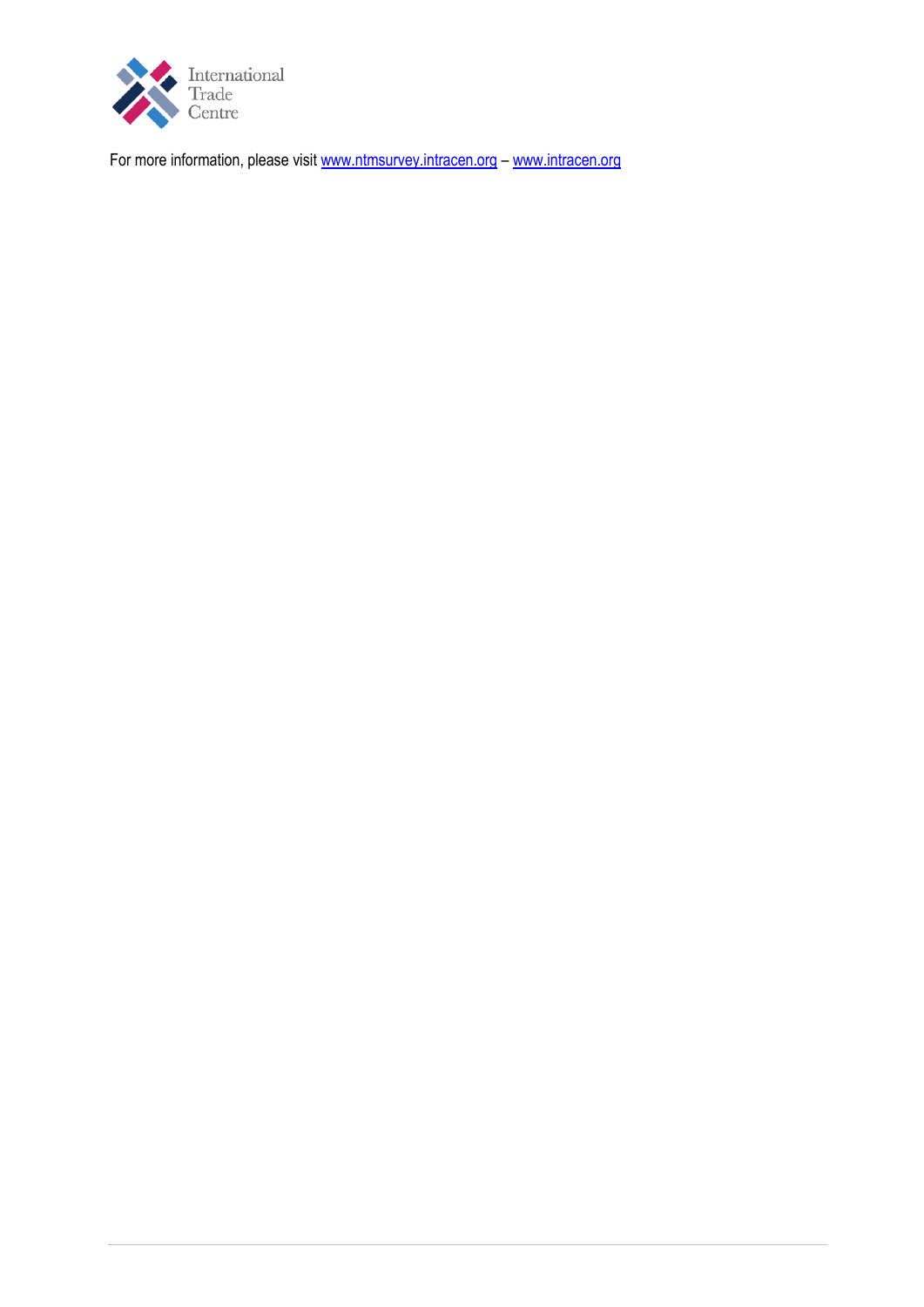International Trade Centre

For more information, please visit www.ntmsurvey.intracen.org – www.intracen.org